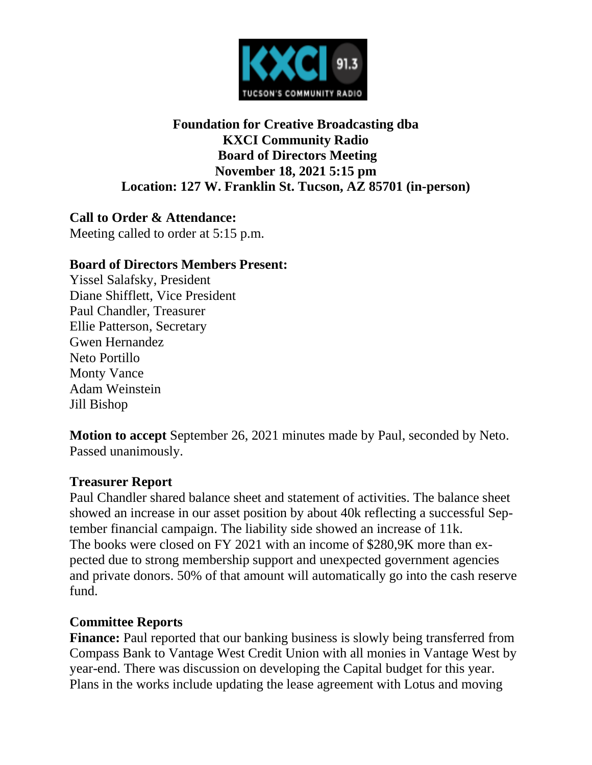**Foundation for Creative Broadcasting dba**
**KXCI Community Radio**
**Board of Directors Meeting**
**November 18, 2021 5:15 pm**
**Location: 127 W. Franklin St. Tucson, AZ 85701 (in-person)**

**Call to Order & Attendance:**
Meeting called to order at 5:15 p.m.

**Board of Directors Members Present:**
Yissel Salafsky, President
Diane Shifflett, Vice President
Paul Chandler, Treasurer
Ellie Patterson, Secretary
Gwen Hernandez
Neto Portillo
Monty Vance
Adam Weinstein
Jill Bishop

**Motion to accept** September 26, 2021 minutes made by Paul, seconded by Neto. Passed unanimously.

**Treasurer Report**
Paul Chandler shared balance sheet and statement of activities. The balance sheet showed an increase in our asset position by about 40k reflecting a successful September financial campaign. The liability side showed an increase of 11k. The books were closed on FY 2021 with an income of $280,9K more than expected due to strong membership support and unexpected government agencies and private donors. 50% of that amount will automatically go into the cash reserve fund.

**Committee Reports**
**Finance:** Paul reported that our banking business is slowly being transferred from Compass Bank to Vantage West Credit Union with all monies in Vantage West by year-end. There was discussion on developing the Capital budget for this year. Plans in the works include updating the lease agreement with Lotus and moving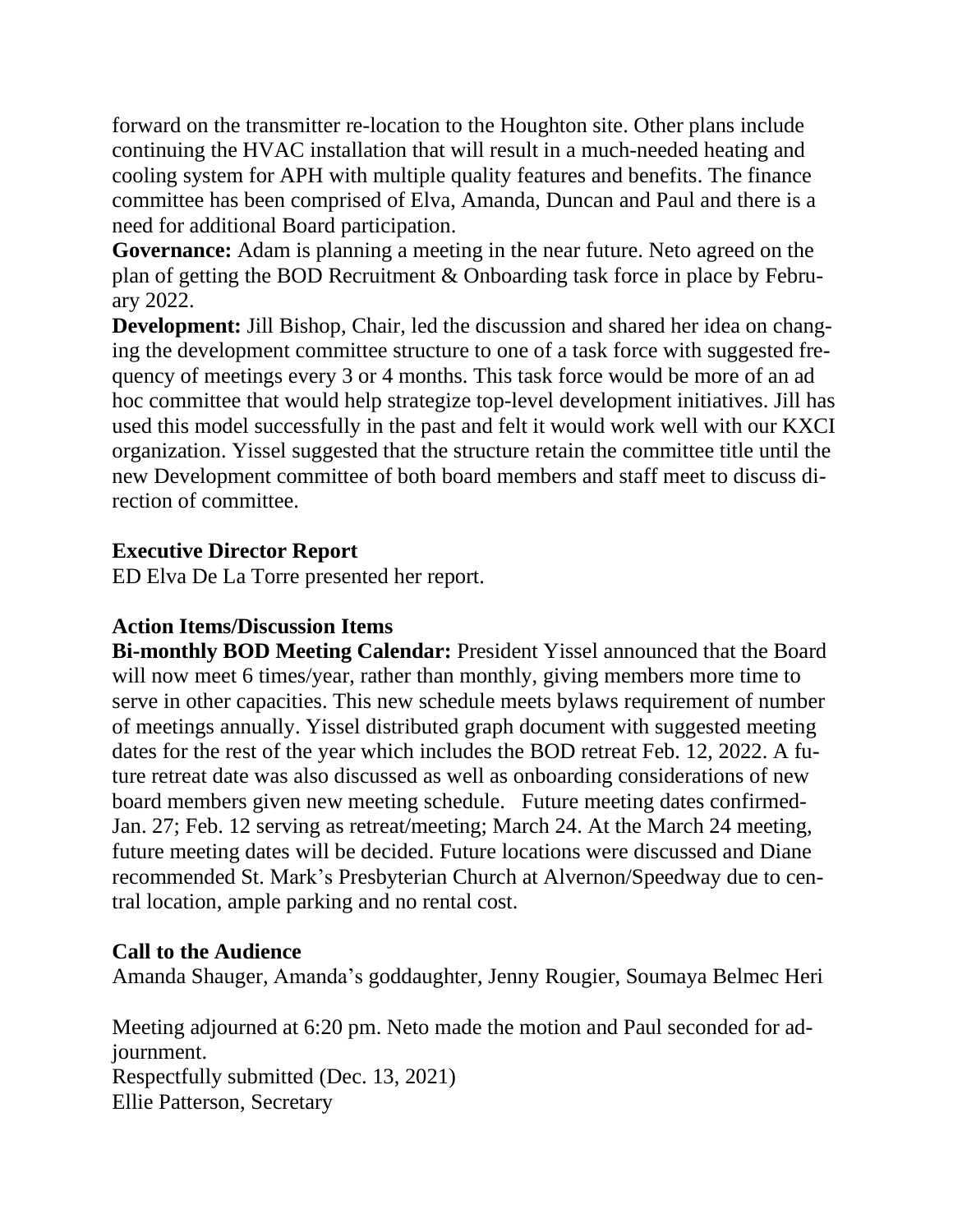forward on the transmitter re-location to the Houghton site. Other plans include continuing the HVAC installation that will result in a much-needed heating and cooling system for APH with multiple quality features and benefits. The finance committee has been comprised of Elva, Amanda, Duncan and Paul and there is a need for additional Board participation.

**Governance:** Adam is planning a meeting in the near future. Neto agreed on the plan of getting the BOD Recruitment & Onboarding task force in place by February 2022.

**Development:** Jill Bishop, Chair, led the discussion and shared her idea on changing the development committee structure to one of a task force with suggested frequency of meetings every 3 or 4 months. This task force would be more of an ad hoc committee that would help strategize top-level development initiatives. Jill has used this model successfully in the past and felt it would work well with our KXCI organization. Yissel suggested that the structure retain the committee title until the new Development committee of both board members and staff meet to discuss direction of committee.

**Executive Director Report**

ED Elva De La Torre presented her report.

**Action Items/Discussion Items**

**Bi-monthly BOD Meeting Calendar:** President Yissel announced that the Board will now meet 6 times/year, rather than monthly, giving members more time to serve in other capacities. This new schedule meets bylaws requirement of number of meetings annually. Yissel distributed graph document with suggested meeting dates for the rest of the year which includes the BOD retreat Feb. 12, 2022. A future retreat date was also discussed as well as onboarding considerations of new board members given new meeting schedule. Future meeting dates confirmed- Jan. 27; Feb. 12 serving as retreat/meeting; March 24. At the March 24 meeting, future meeting dates will be decided. Future locations were discussed and Diane recommended St. Mark's Presbyterian Church at Alvernon/Speedway due to central location, ample parking and no rental cost.

**Call to the Audience**

Amanda Shauger, Amanda's goddaughter, Jenny Rougier, Soumaya Belmec Heri

Meeting adjourned at 6:20 pm. Neto made the motion and Paul seconded for adjournment.
Respectfully submitted (Dec. 13, 2021)
Ellie Patterson, Secretary